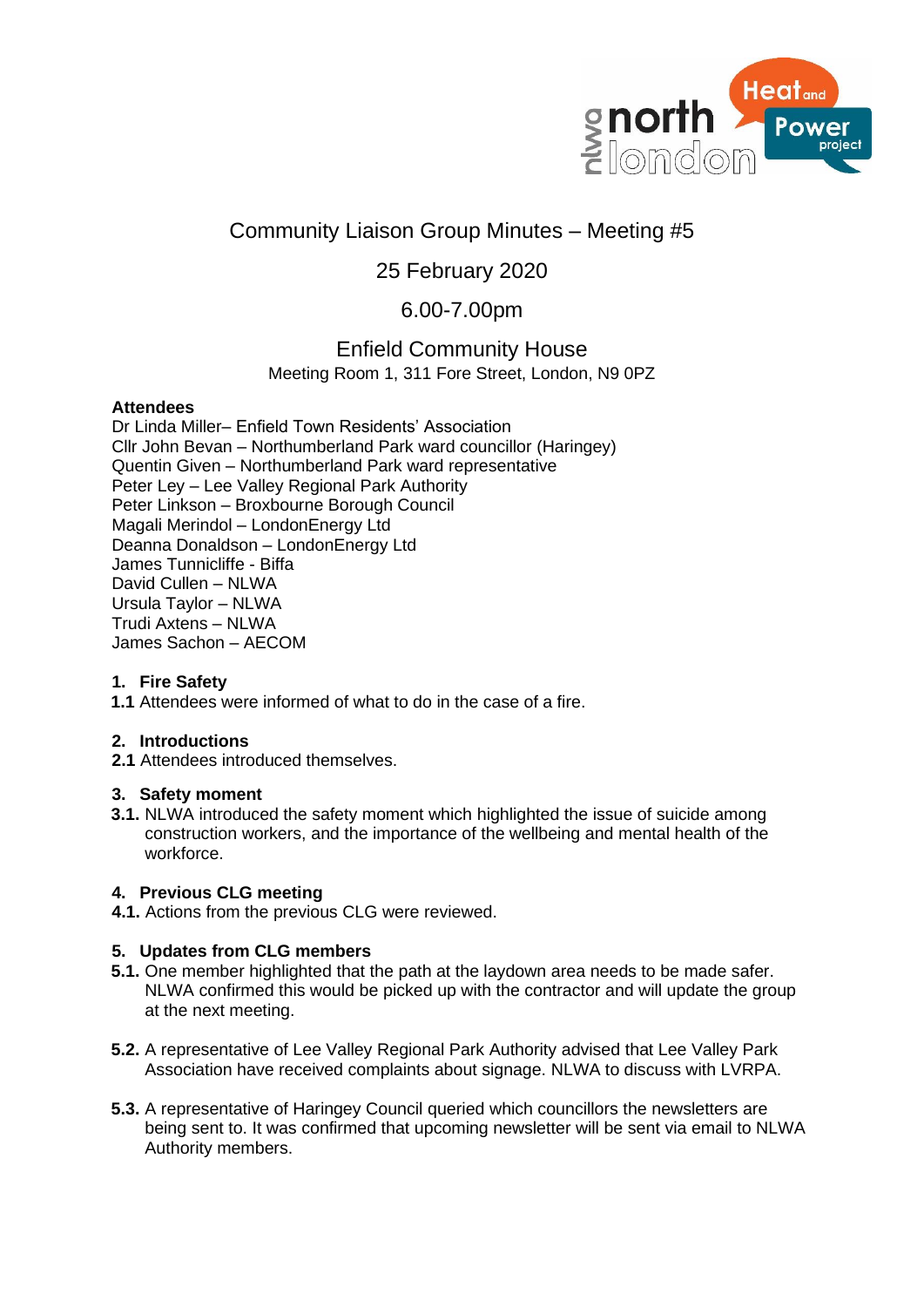# Community Liaison Group Minutes – Meeting #5

## 25 February 2020

## 6.00-7.00pm

## Enfield Community House

Meeting Room 1, 311 Fore Street, London, N9 0PZ

**Attendees**

Dr Linda Miller– Enfield Town Residents' Association
Cllr John Bevan – Northumberland Park ward councillor (Haringey)
Quentin Given – Northumberland Park ward representative
Peter Ley – Lee Valley Regional Park Authority
Peter Linkson – Broxbourne Borough Council
Magali Merindol – LondonEnergy Ltd
Deanna Donaldson – LondonEnergy Ltd
James Tunnicliffe - Biffa
David Cullen – NLWA
Ursula Taylor – NLWA
Trudi Axtens – NLWA
James Sachon – AECOM

**1. Fire Safety**

**1.1** Attendees were informed of what to do in the case of a fire.

**2. Introductions**

**2.1** Attendees introduced themselves.

**3. Safety moment**

**3.1.** NLWA introduced the safety moment which highlighted the issue of suicide among construction workers, and the importance of the wellbeing and mental health of the workforce.

**4. Previous CLG meeting**

**4.1.** Actions from the previous CLG were reviewed.

**5. Updates from CLG members**

**5.1.** One member highlighted that the path at the laydown area needs to be made safer. NLWA confirmed this would be picked up with the contractor and will update the group at the next meeting.

**5.2.** A representative of Lee Valley Regional Park Authority advised that Lee Valley Park Association have received complaints about signage. NLWA to discuss with LVRPA.

**5.3.** A representative of Haringey Council queried which councillors the newsletters are being sent to. It was confirmed that upcoming newsletter will be sent via email to NLWA Authority members.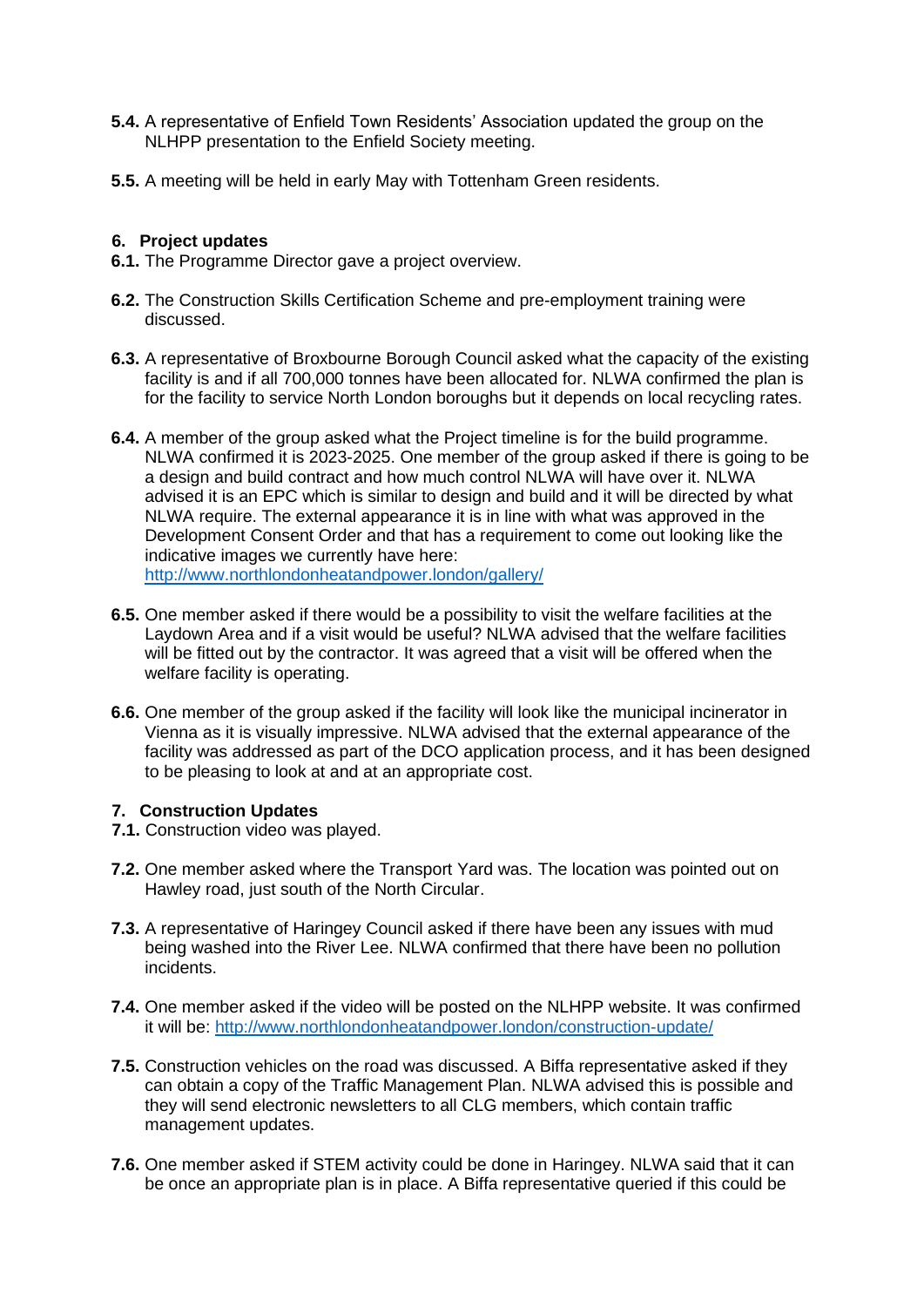**5.4.** A representative of Enfield Town Residents' Association updated the group on the NLHPP presentation to the Enfield Society meeting.

**5.5.** A meeting will be held in early May with Tottenham Green residents.

## 6. Project updates

**6.1.** The Programme Director gave a project overview.

**6.2.** The Construction Skills Certification Scheme and pre-employment training were discussed.

**6.3.** A representative of Broxbourne Borough Council asked what the capacity of the existing facility is and if all 700,000 tonnes have been allocated for. NLWA confirmed the plan is for the facility to service North London boroughs but it depends on local recycling rates.

**6.4.** A member of the group asked what the Project timeline is for the build programme. NLWA confirmed it is 2023-2025. One member of the group asked if there is going to be a design and build contract and how much control NLWA will have over it. NLWA advised it is an EPC which is similar to design and build and it will be directed by what NLWA require. The external appearance it is in line with what was approved in the Development Consent Order and that has a requirement to come out looking like the indicative images we currently have here: http://www.northlondonheatandpower.london/gallery/

**6.5.** One member asked if there would be a possibility to visit the welfare facilities at the Laydown Area and if a visit would be useful? NLWA advised that the welfare facilities will be fitted out by the contractor. It was agreed that a visit will be offered when the welfare facility is operating.

**6.6.** One member of the group asked if the facility will look like the municipal incinerator in Vienna as it is visually impressive. NLWA advised that the external appearance of the facility was addressed as part of the DCO application process, and it has been designed to be pleasing to look at and at an appropriate cost.

## 7. Construction Updates

**7.1.** Construction video was played.

**7.2.** One member asked where the Transport Yard was. The location was pointed out on Hawley road, just south of the North Circular.

**7.3.** A representative of Haringey Council asked if there have been any issues with mud being washed into the River Lee. NLWA confirmed that there have been no pollution incidents.

**7.4.** One member asked if the video will be posted on the NLHPP website. It was confirmed it will be: http://www.northlondonheatandpower.london/construction-update/

**7.5.** Construction vehicles on the road was discussed. A Biffa representative asked if they can obtain a copy of the Traffic Management Plan. NLWA advised this is possible and they will send electronic newsletters to all CLG members, which contain traffic management updates.

**7.6.** One member asked if STEM activity could be done in Haringey. NLWA said that it can be once an appropriate plan is in place. A Biffa representative queried if this could be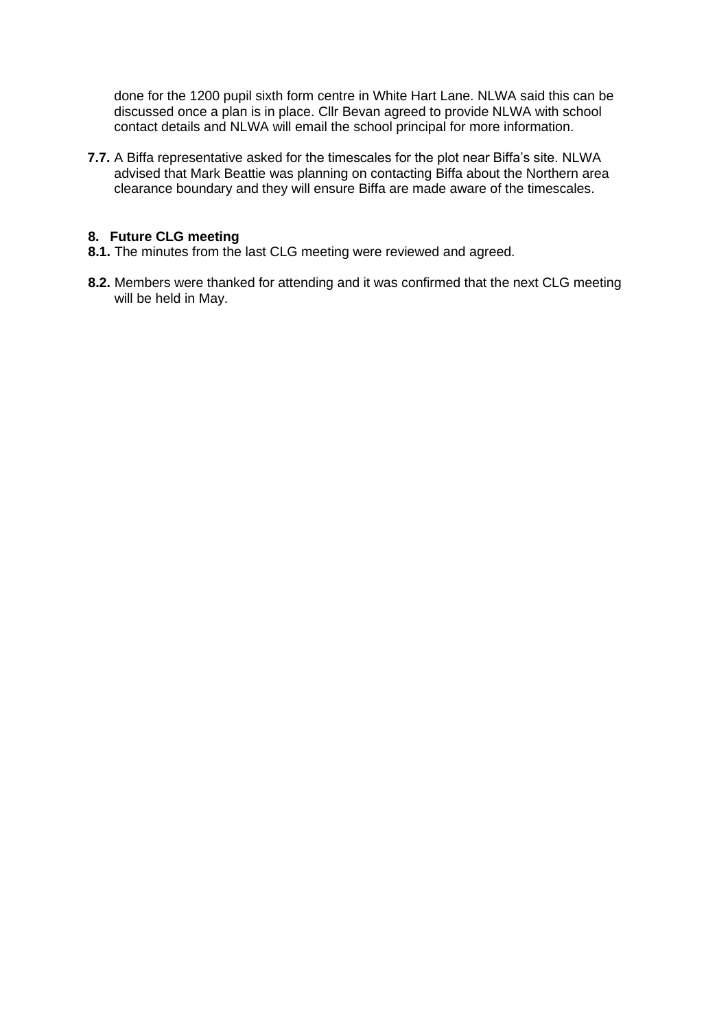done for the 1200 pupil sixth form centre in White Hart Lane. NLWA said this can be discussed once a plan is in place. Cllr Bevan agreed to provide NLWA with school contact details and NLWA will email the school principal for more information.

**7.7.** A Biffa representative asked for the timescales for the plot near Biffa's site. NLWA advised that Mark Beattie was planning on contacting Biffa about the Northern area clearance boundary and they will ensure Biffa are made aware of the timescales.

## 8. Future CLG meeting

**8.1.** The minutes from the last CLG meeting were reviewed and agreed.

**8.2.** Members were thanked for attending and it was confirmed that the next CLG meeting will be held in May.